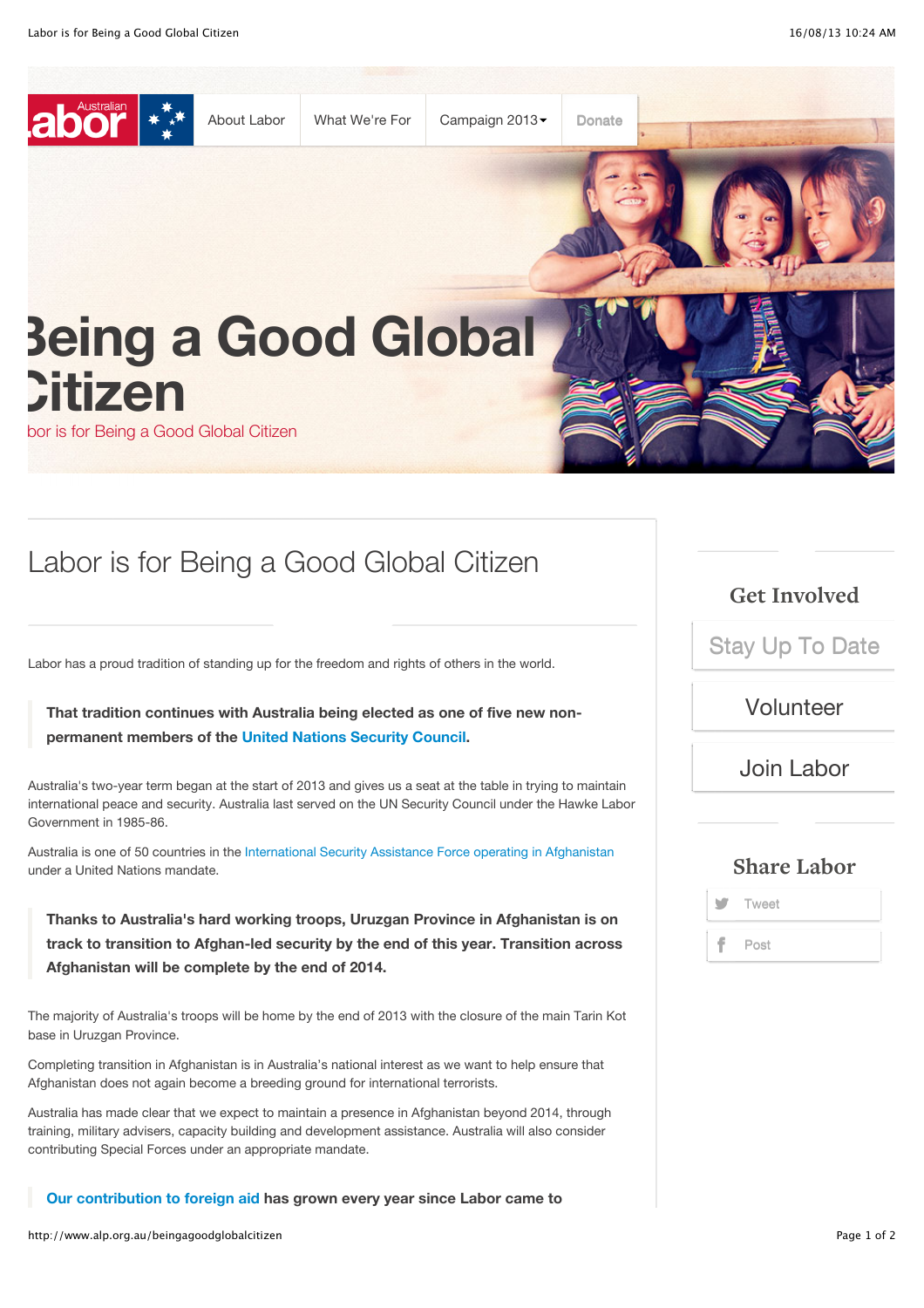Australian Labor

About Labor | What We're For | Campaign 2013 | Donate

# Being a Good Global Citizen

Labor is for Being a Good Global Citizen

## Labor is for Being a Good Global Citizen

Labor has a proud tradition of standing up for the freedom and rights of others in the world.

> **That tradition continues with Australia being elected as one of five new non-permanent members of the United Nations Security Council.**

Australia's two-year term began at the start of 2013 and gives us a seat at the table in trying to maintain international peace and security. Australia last served on the UN Security Council under the Hawke Labor Government in 1985-86.

Australia is one of 50 countries in the International Security Assistance Force operating in Afghanistan under a United Nations mandate.

> **Thanks to Australia's hard working troops, Uruzgan Province in Afghanistan is on track to transition to Afghan-led security by the end of this year. Transition across Afghanistan will be complete by the end of 2014.**

The majority of Australia's troops will be home by the end of 2013 with the closure of the main Tarin Kot base in Uruzgan Province.

Completing transition in Afghanistan is in Australia's national interest as we want to help ensure that Afghanistan does not again become a breeding ground for international terrorists.

Australia has made clear that we expect to maintain a presence in Afghanistan beyond 2014, through training, military advisers, capacity building and development assistance. Australia will also consider contributing Special Forces under an appropriate mandate.

> **Our contribution to foreign aid has grown every year since Labor came to**

### Get Involved

Stay Up To Date

Volunteer

Join Labor

### Share Labor

Tweet

Post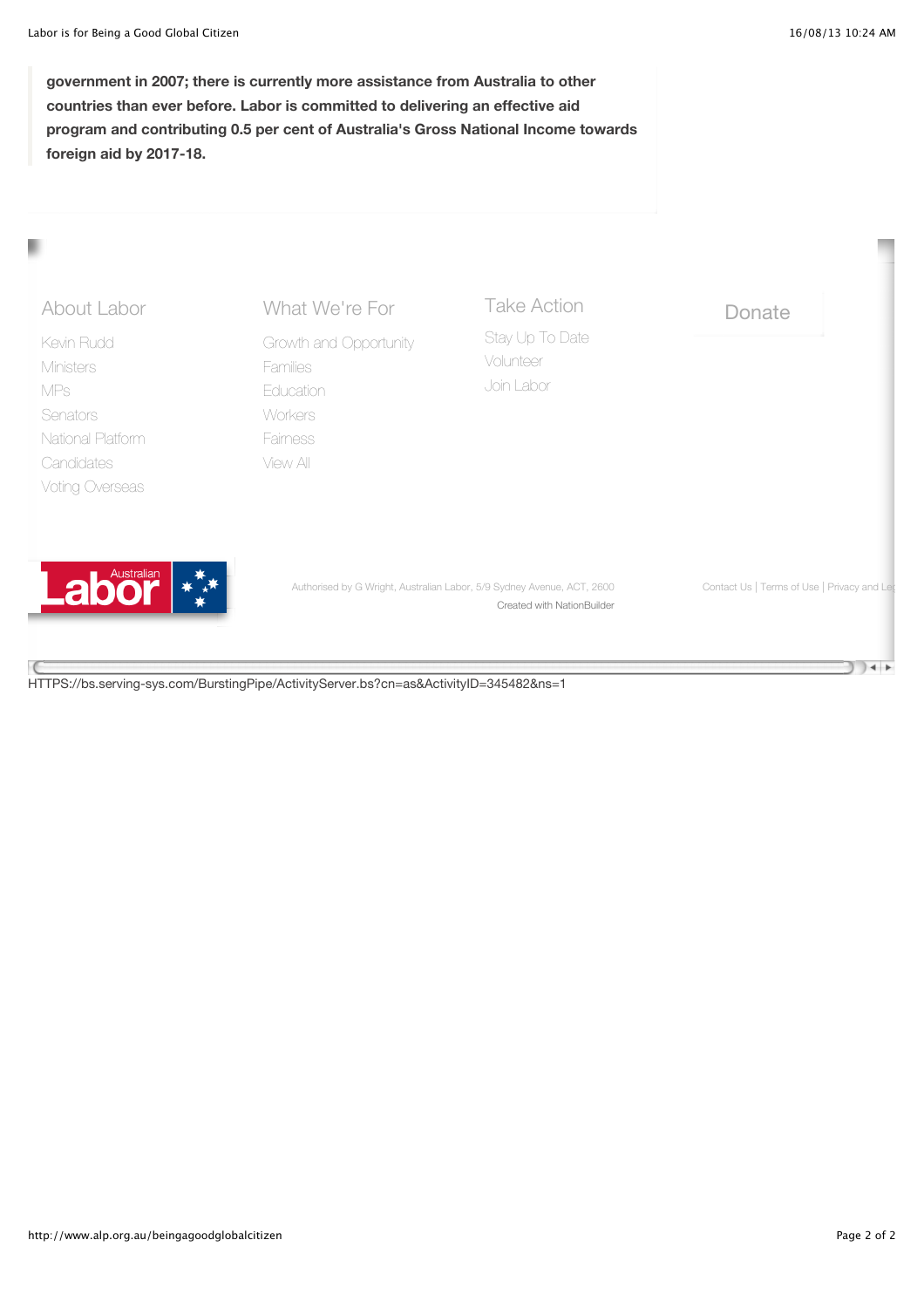**government in 2007; there is currently more assistance from Australia to other countries than ever before. Labor is committed to delivering an effective aid program and contributing 0.5 per cent of Australia's Gross National Income towards foreign aid by 2017-18.**

About Labor

- Kevin Rudd
- Ministers
- MPs
- Senators
- National Platform
- Candidates
- Voting Overseas

What We're For

- Growth and Opportunity
- Families
- Education
- Workers
- Fairness
- View All

Take Action

- Stay Up To Date
- Volunteer
- Join Labor

Donate

Australian Labor

Authorised by G Wright, Australian Labor, 5/9 Sydney Avenue, ACT, 2600

Created with NationBuilder

Contact Us | Terms of Use | Privacy and Le

HTTPS://bs.serving-sys.com/BurstingPipe/ActivityServer.bs?cn=as&ActivityID=345482&ns=1